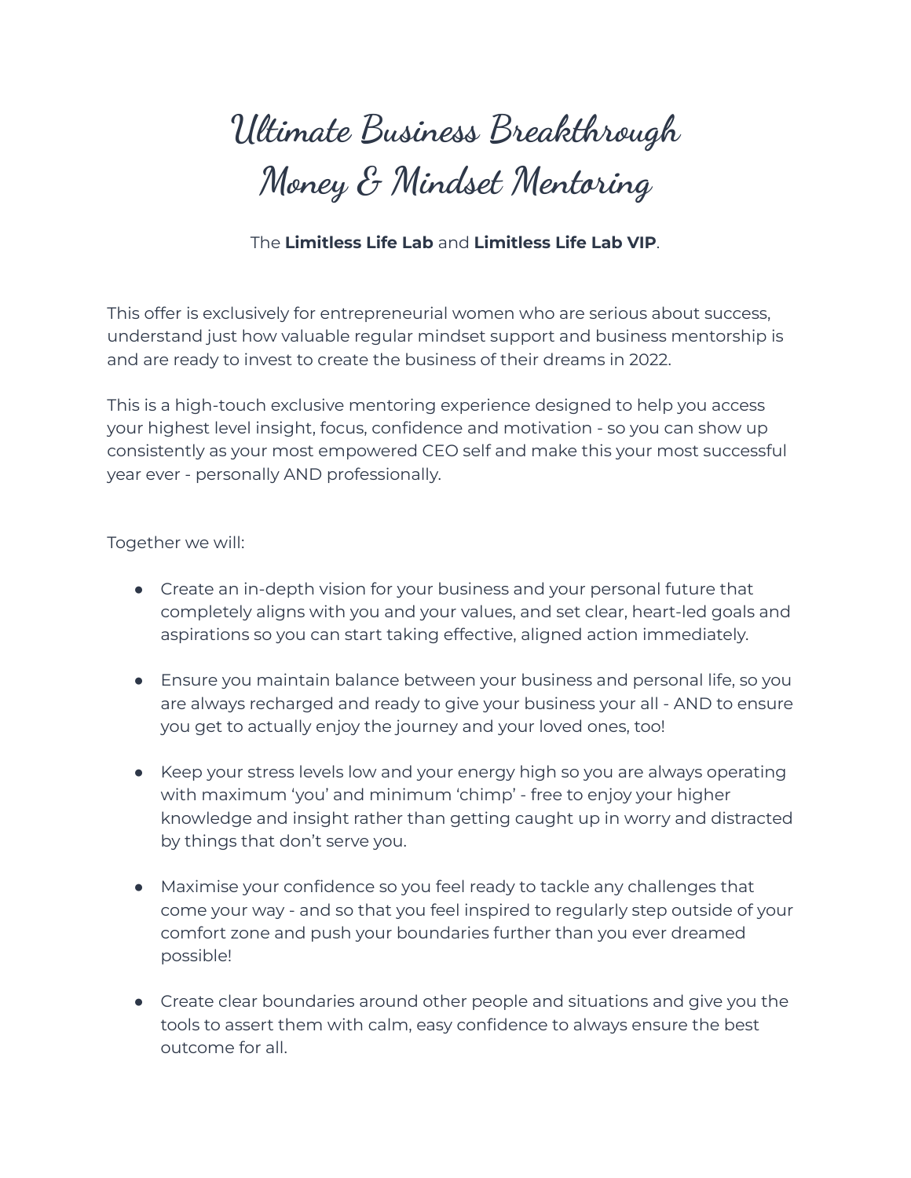# Ultimate Business Breakthrough
# Money & Mindset Mentoring

The **Limitless Life Lab** and **Limitless Life Lab VIP**.

This offer is exclusively for entrepreneurial women who are serious about success, understand just how valuable regular mindset support and business mentorship is and are ready to invest to create the business of their dreams in 2022.

This is a high-touch exclusive mentoring experience designed to help you access your highest level insight, focus, confidence and motivation - so you can show up consistently as your most empowered CEO self and make this your most successful year ever - personally AND professionally.

Together we will:

- Create an in-depth vision for your business and your personal future that completely aligns with you and your values, and set clear, heart-led goals and aspirations so you can start taking effective, aligned action immediately.

- Ensure you maintain balance between your business and personal life, so you are always recharged and ready to give your business your all - AND to ensure you get to actually enjoy the journey and your loved ones, too!

- Keep your stress levels low and your energy high so you are always operating with maximum 'you' and minimum 'chimp' - free to enjoy your higher knowledge and insight rather than getting caught up in worry and distracted by things that don't serve you.

- Maximise your confidence so you feel ready to tackle any challenges that come your way - and so that you feel inspired to regularly step outside of your comfort zone and push your boundaries further than you ever dreamed possible!

- Create clear boundaries around other people and situations and give you the tools to assert them with calm, easy confidence to always ensure the best outcome for all.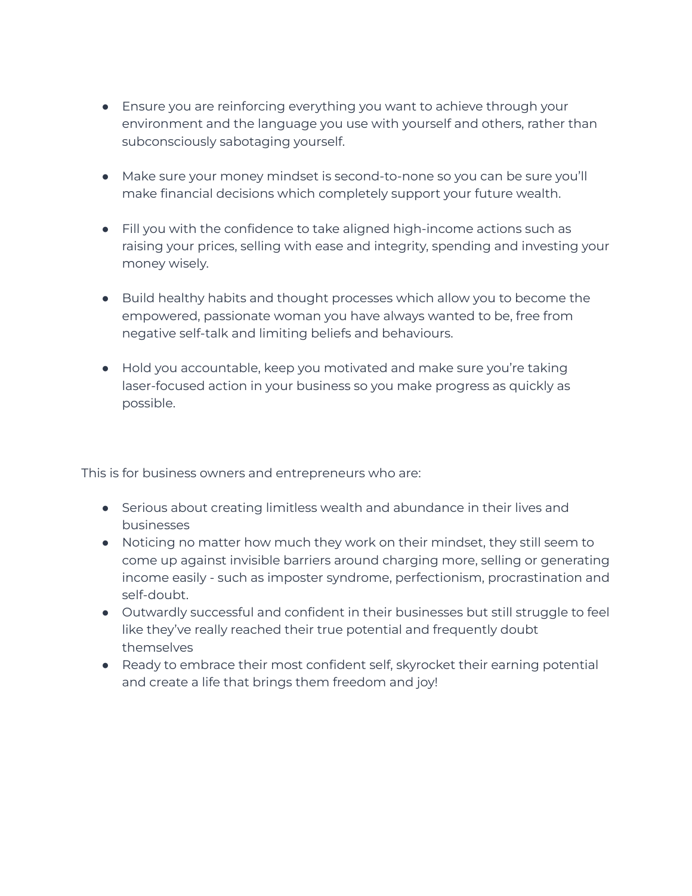- Ensure you are reinforcing everything you want to achieve through your environment and the language you use with yourself and others, rather than subconsciously sabotaging yourself.

- Make sure your money mindset is second-to-none so you can be sure you'll make financial decisions which completely support your future wealth.

- Fill you with the confidence to take aligned high-income actions such as raising your prices, selling with ease and integrity, spending and investing your money wisely.

- Build healthy habits and thought processes which allow you to become the empowered, passionate woman you have always wanted to be, free from negative self-talk and limiting beliefs and behaviours.

- Hold you accountable, keep you motivated and make sure you're taking laser-focused action in your business so you make progress as quickly as possible.

This is for business owners and entrepreneurs who are:

- Serious about creating limitless wealth and abundance in their lives and businesses
- Noticing no matter how much they work on their mindset, they still seem to come up against invisible barriers around charging more, selling or generating income easily - such as imposter syndrome, perfectionism, procrastination and self-doubt.
- Outwardly successful and confident in their businesses but still struggle to feel like they've really reached their true potential and frequently doubt themselves
- Ready to embrace their most confident self, skyrocket their earning potential and create a life that brings them freedom and joy!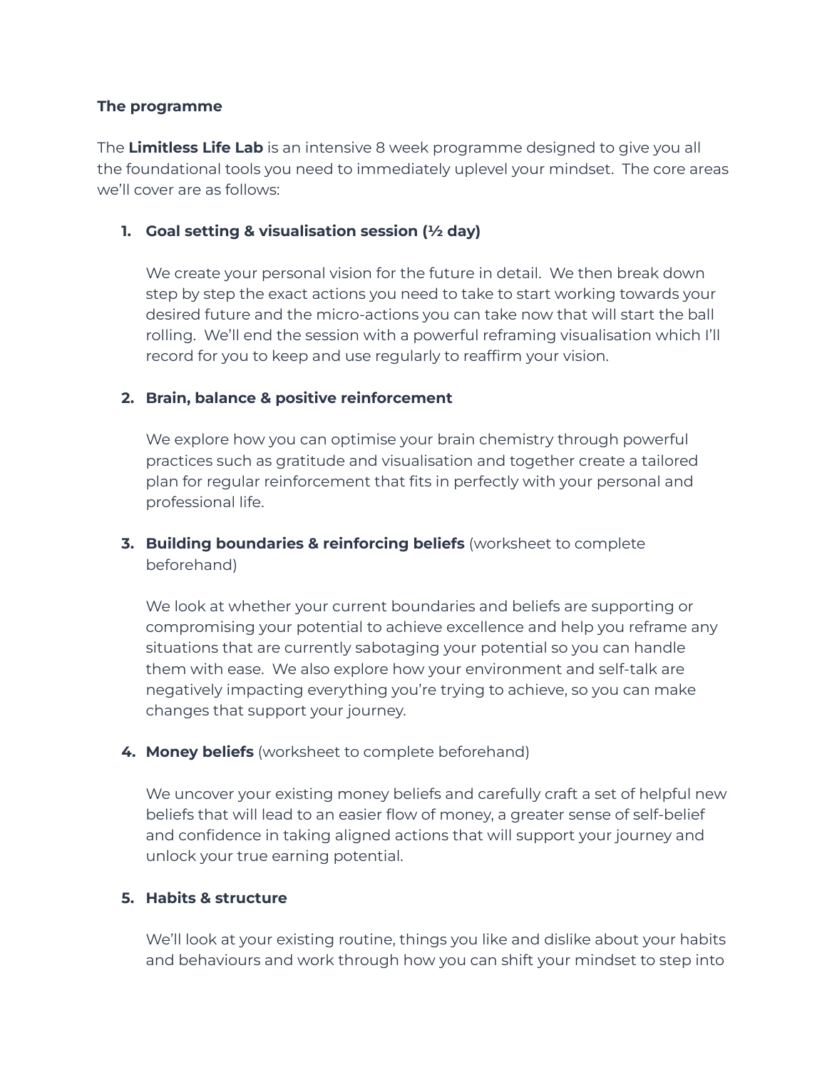**The programme**

The **Limitless Life Lab** is an intensive 8 week programme designed to give you all the foundational tools you need to immediately uplevel your mindset. The core areas we'll cover are as follows:

1. **Goal setting & visualisation session (½ day)**

   We create your personal vision for the future in detail. We then break down step by step the exact actions you need to take to start working towards your desired future and the micro-actions you can take now that will start the ball rolling. We'll end the session with a powerful reframing visualisation which I'll record for you to keep and use regularly to reaffirm your vision.

2. **Brain, balance & positive reinforcement**

   We explore how you can optimise your brain chemistry through powerful practices such as gratitude and visualisation and together create a tailored plan for regular reinforcement that fits in perfectly with your personal and professional life.

3. **Building boundaries & reinforcing beliefs** (worksheet to complete beforehand)

   We look at whether your current boundaries and beliefs are supporting or compromising your potential to achieve excellence and help you reframe any situations that are currently sabotaging your potential so you can handle them with ease. We also explore how your environment and self-talk are negatively impacting everything you're trying to achieve, so you can make changes that support your journey.

4. **Money beliefs** (worksheet to complete beforehand)

   We uncover your existing money beliefs and carefully craft a set of helpful new beliefs that will lead to an easier flow of money, a greater sense of self-belief and confidence in taking aligned actions that will support your journey and unlock your true earning potential.

5. **Habits & structure**

   We'll look at your existing routine, things you like and dislike about your habits and behaviours and work through how you can shift your mindset to step into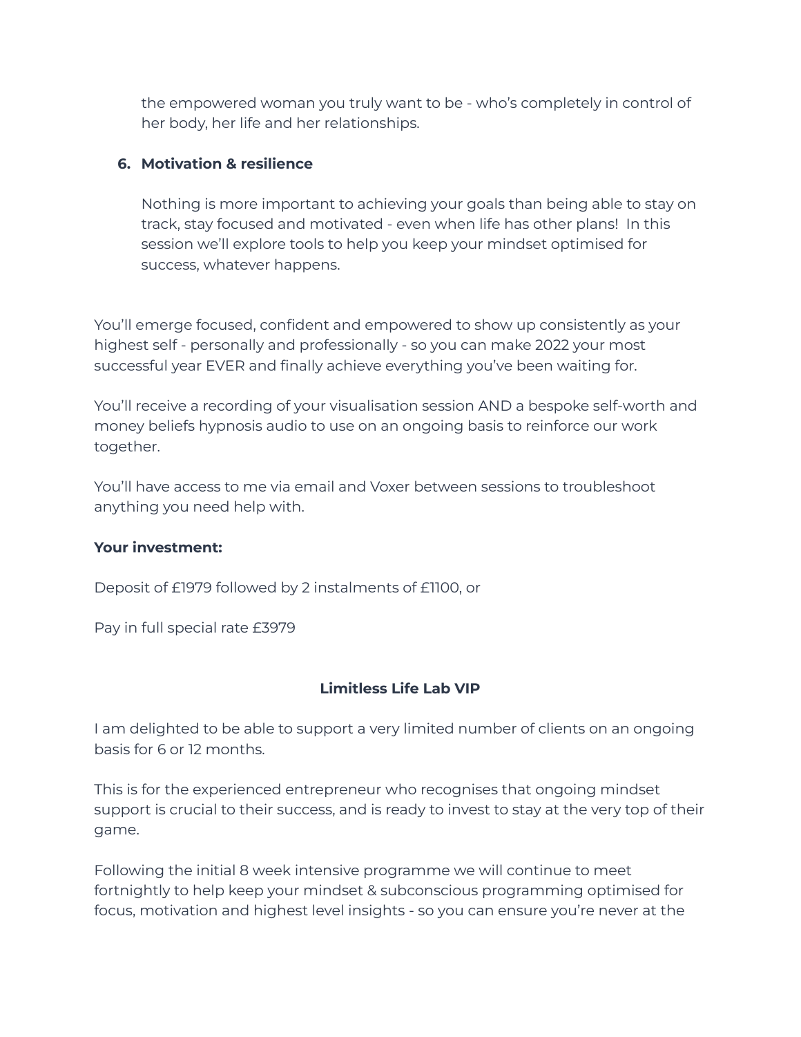the empowered woman you truly want to be - who's completely in control of her body, her life and her relationships.

6. **Motivation & resilience**

   Nothing is more important to achieving your goals than being able to stay on track, stay focused and motivated - even when life has other plans! In this session we'll explore tools to help you keep your mindset optimised for success, whatever happens.

You'll emerge focused, confident and empowered to show up consistently as your highest self - personally and professionally - so you can make 2022 your most successful year EVER and finally achieve everything you've been waiting for.

You'll receive a recording of your visualisation session AND a bespoke self-worth and money beliefs hypnosis audio to use on an ongoing basis to reinforce our work together.

You'll have access to me via email and Voxer between sessions to troubleshoot anything you need help with.

**Your investment:**

Deposit of £1979 followed by 2 instalments of £1100, or

Pay in full special rate £3979

## Limitless Life Lab VIP

I am delighted to be able to support a very limited number of clients on an ongoing basis for 6 or 12 months.

This is for the experienced entrepreneur who recognises that ongoing mindset support is crucial to their success, and is ready to invest to stay at the very top of their game.

Following the initial 8 week intensive programme we will continue to meet fortnightly to help keep your mindset & subconscious programming optimised for focus, motivation and highest level insights - so you can ensure you're never at the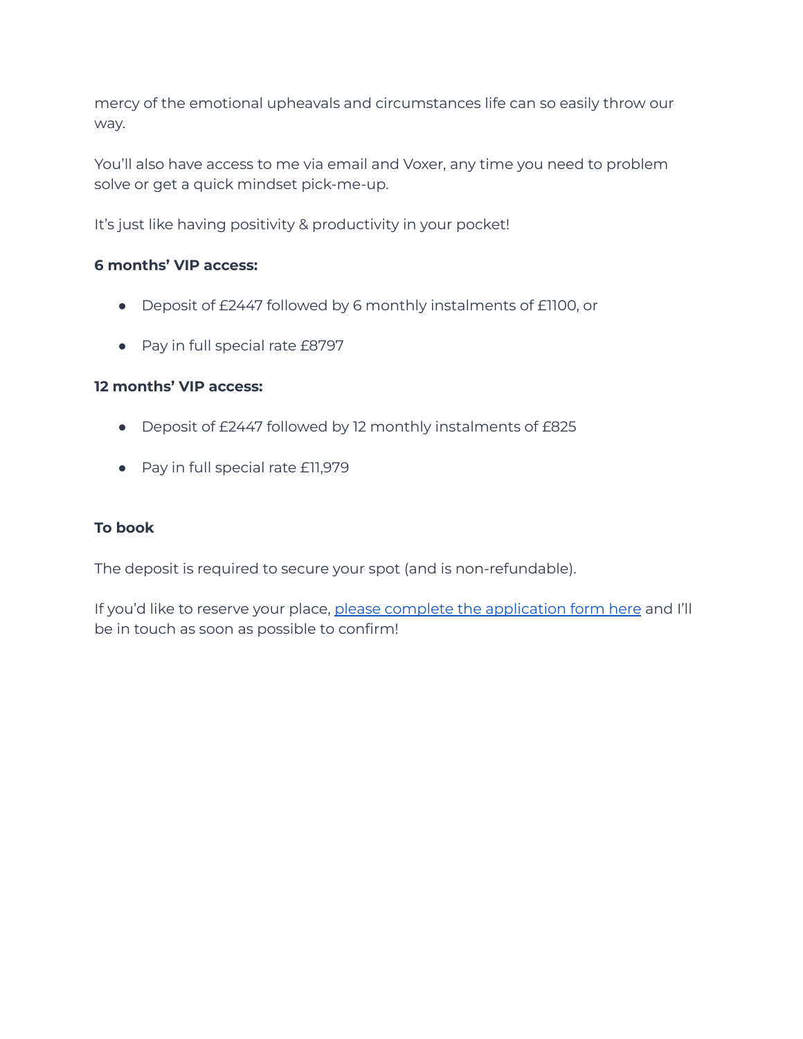mercy of the emotional upheavals and circumstances life can so easily throw our way.

You'll also have access to me via email and Voxer, any time you need to problem solve or get a quick mindset pick-me-up.

It's just like having positivity & productivity in your pocket!

**6 months' VIP access:**

- Deposit of £2447 followed by 6 monthly instalments of £1100, or
- Pay in full special rate £8797

**12 months' VIP access:**

- Deposit of £2447 followed by 12 monthly instalments of £825
- Pay in full special rate £11,979

**To book**

The deposit is required to secure your spot (and is non-refundable).

If you'd like to reserve your place, please complete the application form here and I'll be in touch as soon as possible to confirm!